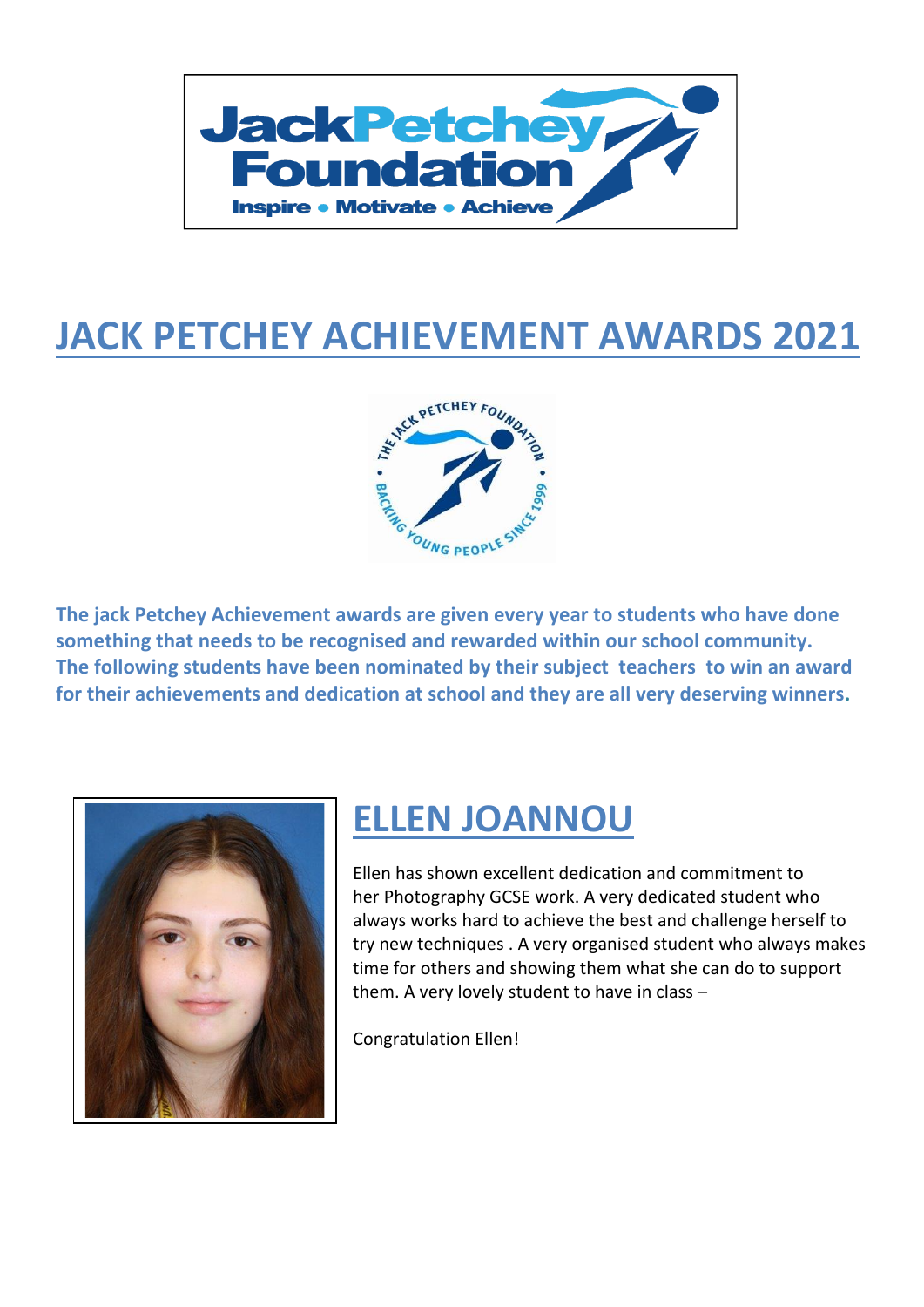# JACK PETCHEY ACHIEVEMENT AWARDS 2021

**The jack Petchey Achievement awards are given every year to students who have done something that needs to be recognised and rewarded within our school community. The following students have been nominated by their subject teachers to win an award for their achievements and dedication at school and they are all very deserving winners.**

## ELLEN JOANNOU

Ellen has shown excellent dedication and commitment to her Photography GCSE work. A very dedicated student who always works hard to achieve the best and challenge herself to try new techniques . A very organised student who always makes time for others and showing them what she can do to support them. A very lovely student to have in class –

Congratulation Ellen!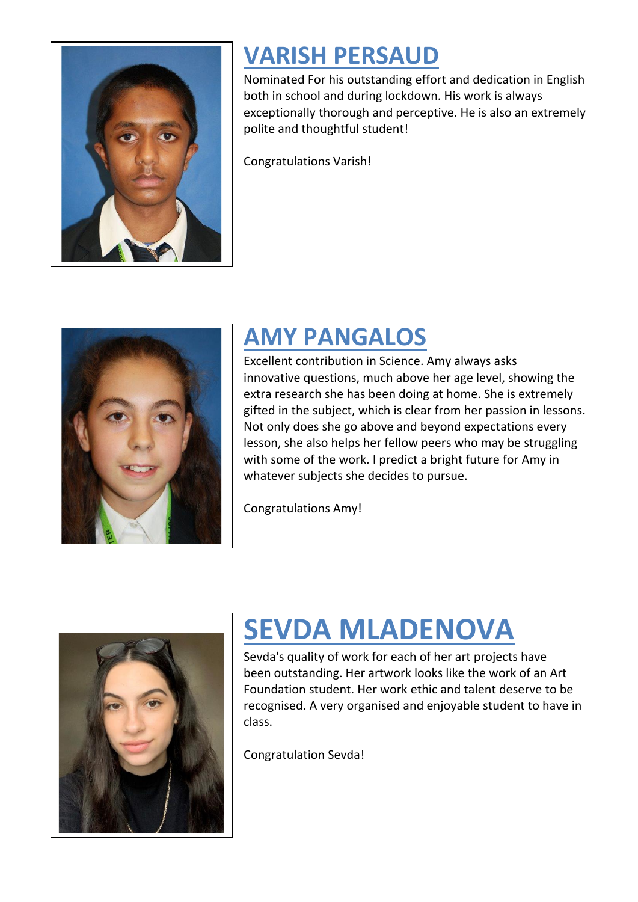# VARISH PERSAUD

Nominated For his outstanding effort and dedication in English both in school and during lockdown. His work is always exceptionally thorough and perceptive. He is also an extremely polite and thoughtful student!

Congratulations Varish!

# AMY PANGALOS

Excellent contribution in Science. Amy always asks innovative questions, much above her age level, showing the extra research she has been doing at home. She is extremely gifted in the subject, which is clear from her passion in lessons. Not only does she go above and beyond expectations every lesson, she also helps her fellow peers who may be struggling with some of the work. I predict a bright future for Amy in whatever subjects she decides to pursue.

Congratulations Amy!

# SEVDA MLADENOVA

Sevda's quality of work for each of her art projects have been outstanding. Her artwork looks like the work of an Art Foundation student. Her work ethic and talent deserve to be recognised. A very organised and enjoyable student to have in class.

Congratulation Sevda!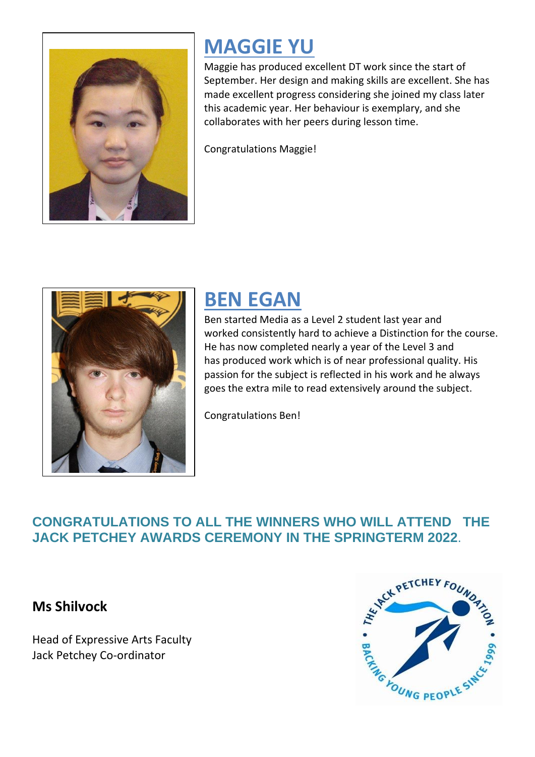## MAGGIE YU

Maggie has produced excellent DT work since the start of September. Her design and making skills are excellent. She has made excellent progress considering she joined my class later this academic year. Her behaviour is exemplary, and she collaborates with her peers during lesson time.

Congratulations Maggie!

## BEN EGAN

Ben started Media as a Level 2 student last year and worked consistently hard to achieve a Distinction for the course. He has now completed nearly a year of the Level 3 and has produced work which is of near professional quality. His passion for the subject is reflected in his work and he always goes the extra mile to read extensively around the subject.

Congratulations Ben!

**CONGRATULATIONS TO ALL THE WINNERS WHO WILL ATTEND THE JACK PETCHEY AWARDS CEREMONY IN THE SPRINGTERM 2022.**

**Ms Shilvock**

Head of Expressive Arts Faculty
Jack Petchey Co-ordinator